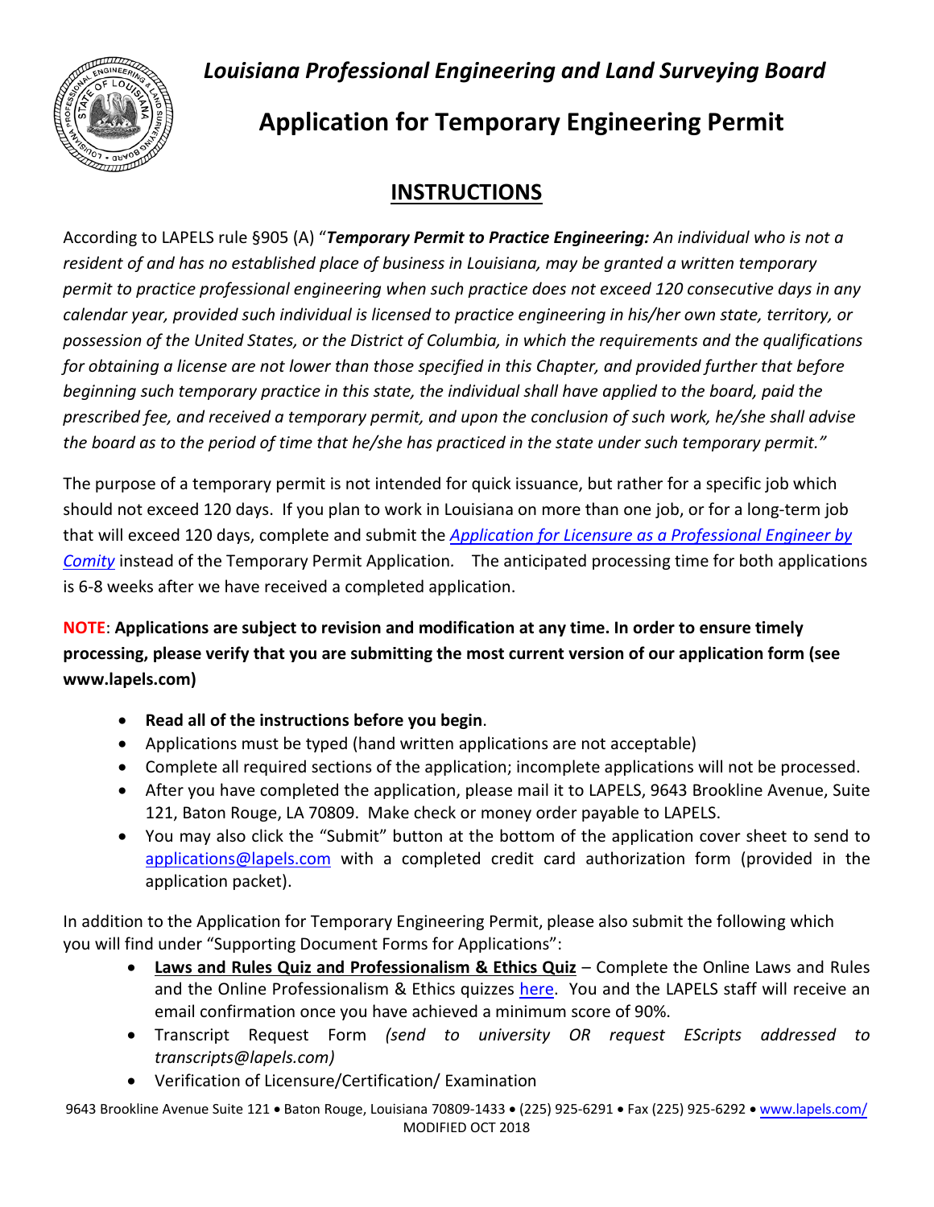*Louisiana Professional Engineering and Land Surveying Board*

# Application for Temporary Engineering Permit

## INSTRUCTIONS

According to LAPELS rule §905 (A) "***Temporary Permit to Practice Engineering:*** *An individual who is not a resident of and has no established place of business in Louisiana, may be granted a written temporary permit to practice professional engineering when such practice does not exceed 120 consecutive days in any calendar year, provided such individual is licensed to practice engineering in his/her own state, territory, or possession of the United States, or the District of Columbia, in which the requirements and the qualifications for obtaining a license are not lower than those specified in this Chapter, and provided further that before beginning such temporary practice in this state, the individual shall have applied to the board, paid the prescribed fee, and received a temporary permit, and upon the conclusion of such work, he/she shall advise the board as to the period of time that he/she has practiced in the state under such temporary permit."*

The purpose of a temporary permit is not intended for quick issuance, but rather for a specific job which should not exceed 120 days. If you plan to work in Louisiana on more than one job, or for a long-term job that will exceed 120 days, complete and submit the *Application for Licensure as a Professional Engineer by Comity* instead of the Temporary Permit Application. The anticipated processing time for both applications is 6-8 weeks after we have received a completed application.

**NOTE**: **Applications are subject to revision and modification at any time. In order to ensure timely processing, please verify that you are submitting the most current version of our application form (see www.lapels.com)**

- **Read all of the instructions before you begin**.
- Applications must be typed (hand written applications are not acceptable)
- Complete all required sections of the application; incomplete applications will not be processed.
- After you have completed the application, please mail it to LAPELS, 9643 Brookline Avenue, Suite 121, Baton Rouge, LA 70809. Make check or money order payable to LAPELS.
- You may also click the "Submit" button at the bottom of the application cover sheet to send to applications@lapels.com with a completed credit card authorization form (provided in the application packet).

In addition to the Application for Temporary Engineering Permit, please also submit the following which you will find under "Supporting Document Forms for Applications":

- **Laws and Rules Quiz and Professionalism & Ethics Quiz** – Complete the Online Laws and Rules and the Online Professionalism & Ethics quizzes here. You and the LAPELS staff will receive an email confirmation once you have achieved a minimum score of 90%.
- Transcript Request Form *(send to university OR request EScripts addressed to transcripts@lapels.com)*
- Verification of Licensure/Certification/ Examination

9643 Brookline Avenue Suite 121 • Baton Rouge, Louisiana 70809-1433 • (225) 925-6291 • Fax (225) 925-6292 • www.lapels.com/
MODIFIED OCT 2018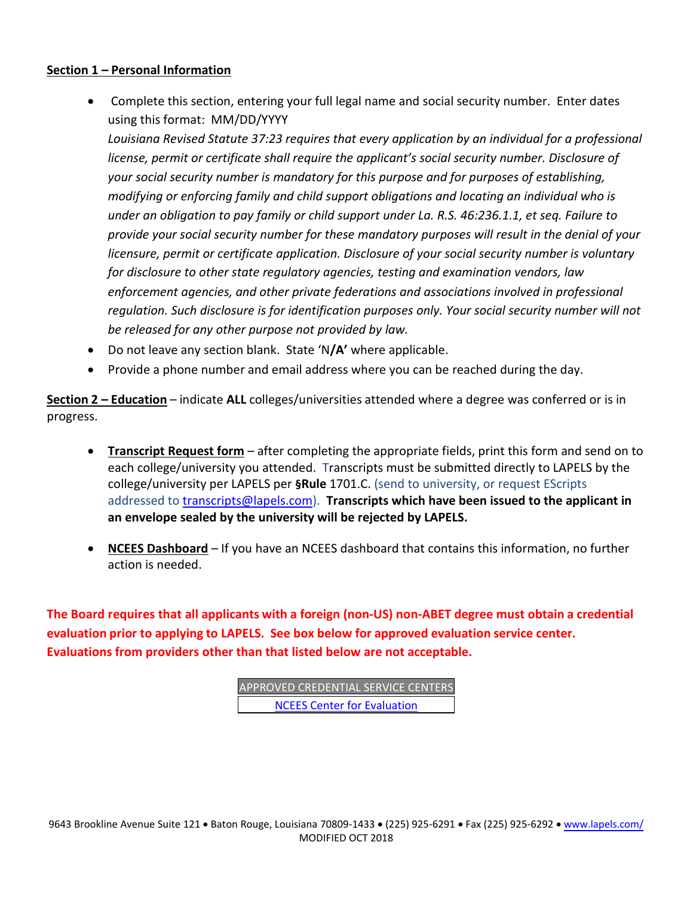**Section 1 – Personal Information**

- Complete this section, entering your full legal name and social security number. Enter dates using this format: MM/DD/YYYY
  *Louisiana Revised Statute 37:23 requires that every application by an individual for a professional license, permit or certificate shall require the applicant's social security number. Disclosure of your social security number is mandatory for this purpose and for purposes of establishing, modifying or enforcing family and child support obligations and locating an individual who is under an obligation to pay family or child support under La. R.S. 46:236.1.1, et seq. Failure to provide your social security number for these mandatory purposes will result in the denial of your licensure, permit or certificate application. Disclosure of your social security number is voluntary for disclosure to other state regulatory agencies, testing and examination vendors, law enforcement agencies, and other private federations and associations involved in professional regulation. Such disclosure is for identification purposes only. Your social security number will not be released for any other purpose not provided by law.*
- Do not leave any section blank. State 'N**/A'** where applicable.
- Provide a phone number and email address where you can be reached during the day.

**Section 2 – Education** – indicate **ALL** colleges/universities attended where a degree was conferred or is in progress.

- **Transcript Request form** – after completing the appropriate fields, print this form and send on to each college/university you attended. Transcripts must be submitted directly to LAPELS by the college/university per LAPELS per **§Rule** 1701.C. (send to university, or request EScripts addressed to transcripts@lapels.com). **Transcripts which have been issued to the applicant in an envelope sealed by the university will be rejected by LAPELS.**

- **NCEES Dashboard** – If you have an NCEES dashboard that contains this information, no further action is needed.

**The Board requires that all applicants with a foreign (non-US) non-ABET degree must obtain a credential evaluation prior to applying to LAPELS. See box below for approved evaluation service center. Evaluations from providers other than that listed below are not acceptable.**

| APPROVED CREDENTIAL SERVICE CENTERS |
| --- |
| NCEES Center for Evaluation |

9643 Brookline Avenue Suite 121 • Baton Rouge, Louisiana 70809-1433 • (225) 925-6291 • Fax (225) 925-6292 • www.lapels.com/
MODIFIED OCT 2018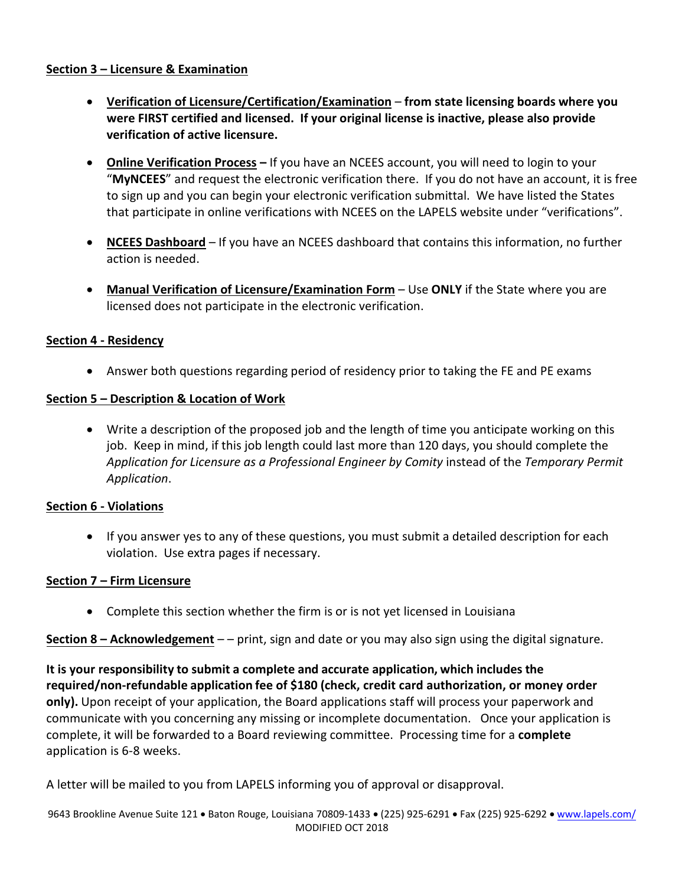**Section 3 – Licensure & Examination**

- **Verification of Licensure/Certification/Examination – from state licensing boards where you were FIRST certified and licensed. If your original license is inactive, please also provide verification of active licensure.**

- **Online Verification Process –** If you have an NCEES account, you will need to login to your "**MyNCEES**" and request the electronic verification there. If you do not have an account, it is free to sign up and you can begin your electronic verification submittal. We have listed the States that participate in online verifications with NCEES on the LAPELS website under "verifications".

- **NCEES Dashboard** – If you have an NCEES dashboard that contains this information, no further action is needed.

- **Manual Verification of Licensure/Examination Form** – Use **ONLY** if the State where you are licensed does not participate in the electronic verification.

**Section 4 - Residency**

- Answer both questions regarding period of residency prior to taking the FE and PE exams

**Section 5 – Description & Location of Work**

- Write a description of the proposed job and the length of time you anticipate working on this job. Keep in mind, if this job length could last more than 120 days, you should complete the *Application for Licensure as a Professional Engineer by Comity* instead of the *Temporary Permit Application*.

**Section 6 - Violations**

- If you answer yes to any of these questions, you must submit a detailed description for each violation. Use extra pages if necessary.

**Section 7 – Firm Licensure**

- Complete this section whether the firm is or is not yet licensed in Louisiana

**Section 8 – Acknowledgement** – – print, sign and date or you may also sign using the digital signature.

**It is your responsibility to submit a complete and accurate application, which includes the required/non-refundable application fee of $180 (check, credit card authorization, or money order only).** Upon receipt of your application, the Board applications staff will process your paperwork and communicate with you concerning any missing or incomplete documentation. Once your application is complete, it will be forwarded to a Board reviewing committee. Processing time for a **complete** application is 6-8 weeks.

A letter will be mailed to you from LAPELS informing you of approval or disapproval.

9643 Brookline Avenue Suite 121 • Baton Rouge, Louisiana 70809-1433 • (225) 925-6291 • Fax (225) 925-6292 • www.lapels.com/
MODIFIED OCT 2018